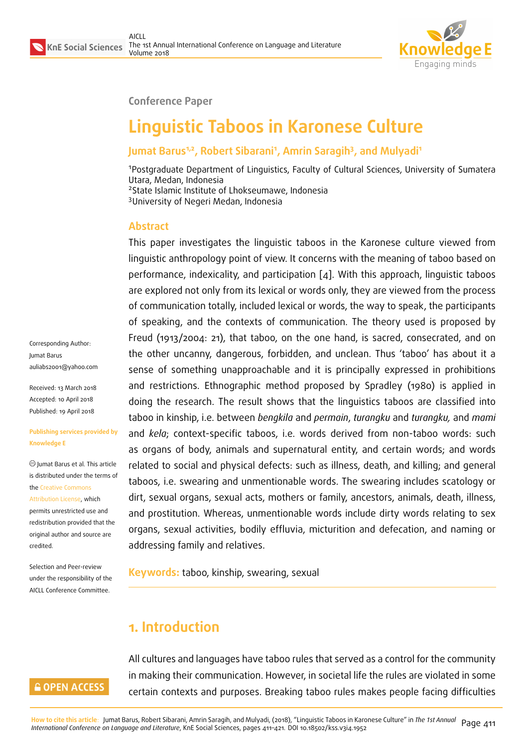Conference Paper

# Linguistic Taboos in Karonese Culture

**Jumat Barus[1,2], Robert Sibarani[1], Amrin Saragih[3], and Mulyadi[1]**

[1]Postgraduate Department of Linguistics, Faculty of Cultural Sciences, University of Sumatera Utara, Medan, Indonesia
[2]State Islamic Institute of Lhokseumawe, Indonesia
[3]University of Negeri Medan, Indonesia

Corresponding Author: Jumat Barus auliabs2001@yahoo.com

Received: 13 March 2018
Accepted: 10 April 2018
Published: 19 April 2018

Publishing services provided by Knowledge E

© Jumat Barus et al. This article is distributed under the terms of the Creative Commons Attribution License, which permits unrestricted use and redistribution provided that the original author and source are credited.

Selection and Peer-review under the responsibility of the AICLL Conference Committee.

## Abstract

This paper investigates the linguistic taboos in the Karonese culture viewed from linguistic anthropology point of view. It concerns with the meaning of taboo based on performance, indexicality, and participation [4]. With this approach, linguistic taboos are explored not only from its lexical or words only, they are viewed from the process of communication totally, included lexical or words, the way to speak, the participants of speaking, and the contexts of communication. The theory used is proposed by Freud (1913/2004: 21), that taboo, on the one hand, is sacred, consecrated, and on the other uncanny, dangerous, forbidden, and unclean. Thus 'taboo' has about it a sense of something unapproachable and it is principally expressed in prohibitions and restrictions. Ethnographic method proposed by Spradley (1980) is applied in doing the research. The result shows that the linguistics taboos are classified into taboo in kinship, i.e. between *bengkila* and *permain*, *turangku* and *turangku,* and *mami* and *kela*; context-specific taboos, i.e. words derived from non-taboo words: such as organs of body, animals and supernatural entity, and certain words; and words related to social and physical defects: such as illness, death, and killing; and general taboos, i.e. swearing and unmentionable words. The swearing includes scatology or dirt, sexual organs, sexual acts, mothers or family, ancestors, animals, death, illness, and prostitution. Whereas, unmentionable words include dirty words relating to sex organs, sexual activities, bodily effluvia, micturition and defecation, and naming or addressing family and relatives.

**Keywords:** taboo, kinship, swearing, sexual

## 1. Introduction

All cultures and languages have taboo rules that served as a control for the community in making their communication. However, in societal life the rules are violated in some certain contexts and purposes. Breaking taboo rules makes people facing difficulties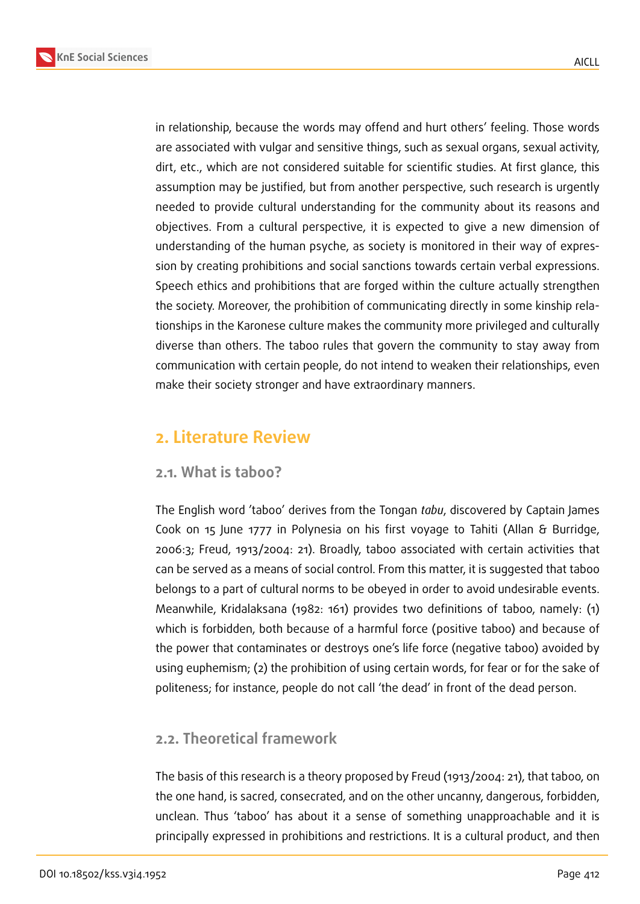in relationship, because the words may offend and hurt others' feeling. Those words are associated with vulgar and sensitive things, such as sexual organs, sexual activity, dirt, etc., which are not considered suitable for scientific studies. At first glance, this assumption may be justified, but from another perspective, such research is urgently needed to provide cultural understanding for the community about its reasons and objectives. From a cultural perspective, it is expected to give a new dimension of understanding of the human psyche, as society is monitored in their way of expression by creating prohibitions and social sanctions towards certain verbal expressions. Speech ethics and prohibitions that are forged within the culture actually strengthen the society. Moreover, the prohibition of communicating directly in some kinship relationships in the Karonese culture makes the community more privileged and culturally diverse than others. The taboo rules that govern the community to stay away from communication with certain people, do not intend to weaken their relationships, even make their society stronger and have extraordinary manners.

## 2. Literature Review

### 2.1. What is taboo?

The English word 'taboo' derives from the Tongan *tabu*, discovered by Captain James Cook on 15 June 1777 in Polynesia on his first voyage to Tahiti (Allan & Burridge, 2006:3; Freud, 1913/2004: 21). Broadly, taboo associated with certain activities that can be served as a means of social control. From this matter, it is suggested that taboo belongs to a part of cultural norms to be obeyed in order to avoid undesirable events. Meanwhile, Kridalaksana (1982: 161) provides two definitions of taboo, namely: (1) which is forbidden, both because of a harmful force (positive taboo) and because of the power that contaminates or destroys one's life force (negative taboo) avoided by using euphemism; (2) the prohibition of using certain words, for fear or for the sake of politeness; for instance, people do not call 'the dead' in front of the dead person.

### 2.2. Theoretical framework

The basis of this research is a theory proposed by Freud (1913/2004: 21), that taboo, on the one hand, is sacred, consecrated, and on the other uncanny, dangerous, forbidden, unclean. Thus 'taboo' has about it a sense of something unapproachable and it is principally expressed in prohibitions and restrictions. It is a cultural product, and then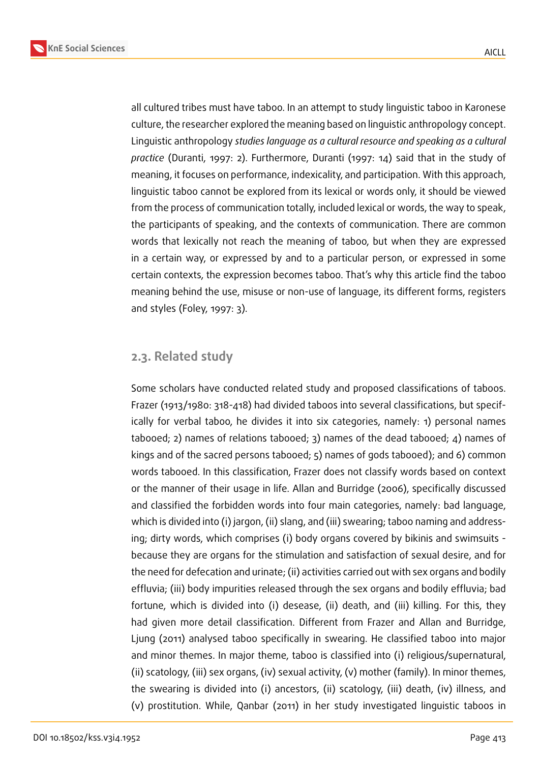all cultured tribes must have taboo. In an attempt to study linguistic taboo in Karonese culture, the researcher explored the meaning based on linguistic anthropology concept. Linguistic anthropology *studies language as a cultural resource and speaking as a cultural practice* (Duranti, 1997: 2). Furthermore, Duranti (1997: 14) said that in the study of meaning, it focuses on performance, indexicality, and participation. With this approach, linguistic taboo cannot be explored from its lexical or words only, it should be viewed from the process of communication totally, included lexical or words, the way to speak, the participants of speaking, and the contexts of communication. There are common words that lexically not reach the meaning of taboo, but when they are expressed in a certain way, or expressed by and to a particular person, or expressed in some certain contexts, the expression becomes taboo. That's why this article find the taboo meaning behind the use, misuse or non-use of language, its different forms, registers and styles (Foley, 1997: 3).

## 2.3. Related study

Some scholars have conducted related study and proposed classifications of taboos. Frazer (1913/1980: 318-418) had divided taboos into several classifications, but specifically for verbal taboo, he divides it into six categories, namely: 1) personal names tabooed; 2) names of relations tabooed; 3) names of the dead tabooed; 4) names of kings and of the sacred persons tabooed; 5) names of gods tabooed); and 6) common words tabooed. In this classification, Frazer does not classify words based on context or the manner of their usage in life. Allan and Burridge (2006), specifically discussed and classified the forbidden words into four main categories, namely: bad language, which is divided into (i) jargon, (ii) slang, and (iii) swearing; taboo naming and addressing; dirty words, which comprises (i) body organs covered by bikinis and swimsuits - because they are organs for the stimulation and satisfaction of sexual desire, and for the need for defecation and urinate; (ii) activities carried out with sex organs and bodily effluvia; (iii) body impurities released through the sex organs and bodily effluvia; bad fortune, which is divided into (i) desease, (ii) death, and (iii) killing. For this, they had given more detail classification. Different from Frazer and Allan and Burridge, Ljung (2011) analysed taboo specifically in swearing. He classified taboo into major and minor themes. In major theme, taboo is classified into (i) religious/supernatural, (ii) scatology, (iii) sex organs, (iv) sexual activity, (v) mother (family). In minor themes, the swearing is divided into (i) ancestors, (ii) scatology, (iii) death, (iv) illness, and (v) prostitution. While, Qanbar (2011) in her study investigated linguistic taboos in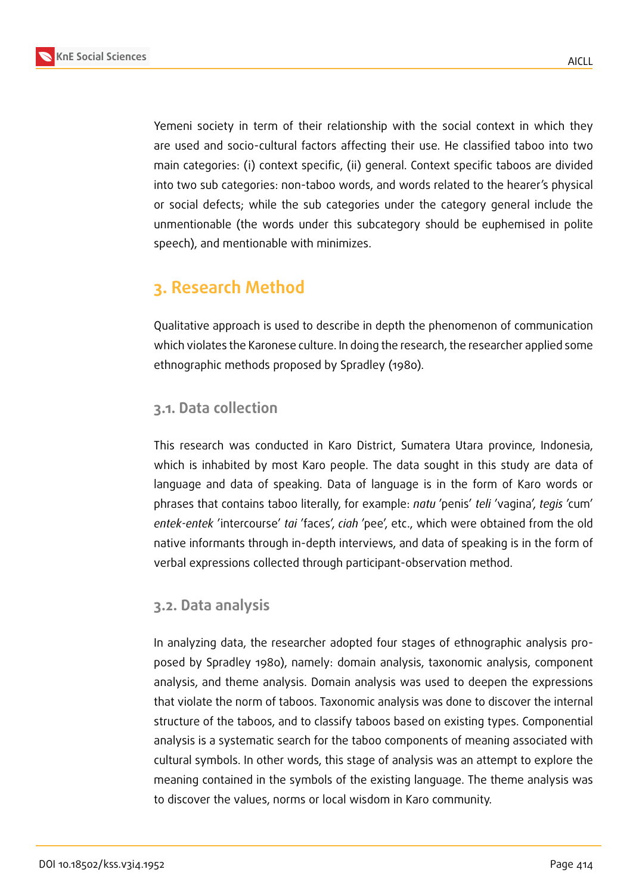Yemeni society in term of their relationship with the social context in which they are used and socio-cultural factors affecting their use. He classified taboo into two main categories: (i) context specific, (ii) general. Context specific taboos are divided into two sub categories: non-taboo words, and words related to the hearer's physical or social defects; while the sub categories under the category general include the unmentionable (the words under this subcategory should be euphemised in polite speech), and mentionable with minimizes.

## 3. Research Method

Qualitative approach is used to describe in depth the phenomenon of communication which violates the Karonese culture. In doing the research, the researcher applied some ethnographic methods proposed by Spradley (1980).

### 3.1. Data collection

This research was conducted in Karo District, Sumatera Utara province, Indonesia, which is inhabited by most Karo people. The data sought in this study are data of language and data of speaking. Data of language is in the form of Karo words or phrases that contains taboo literally, for example: *natu* 'penis' *teli* 'vagina', *tegis* 'cum' *entek-entek* 'intercourse' *tai* 'faces', *ciah* 'pee', etc., which were obtained from the old native informants through in-depth interviews, and data of speaking is in the form of verbal expressions collected through participant-observation method.

### 3.2. Data analysis

In analyzing data, the researcher adopted four stages of ethnographic analysis proposed by Spradley 1980), namely: domain analysis, taxonomic analysis, component analysis, and theme analysis. Domain analysis was used to deepen the expressions that violate the norm of taboos. Taxonomic analysis was done to discover the internal structure of the taboos, and to classify taboos based on existing types. Componential analysis is a systematic search for the taboo components of meaning associated with cultural symbols. In other words, this stage of analysis was an attempt to explore the meaning contained in the symbols of the existing language. The theme analysis was to discover the values, norms or local wisdom in Karo community.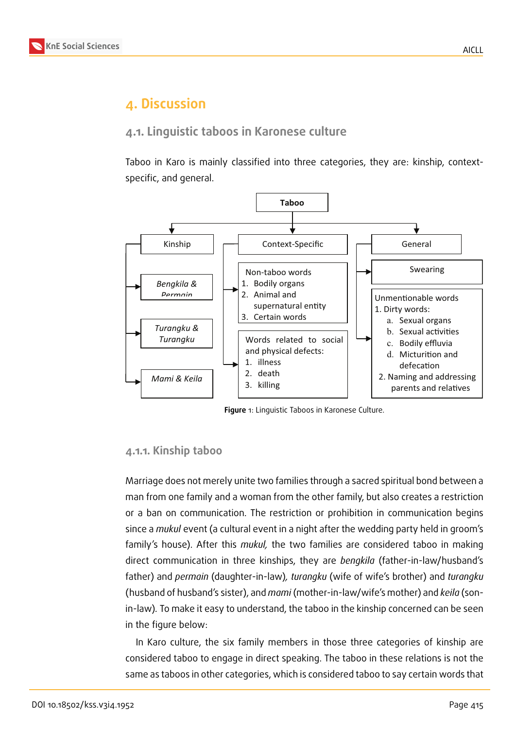# 4. Discussion

## 4.1. Linguistic taboos in Karonese culture

Taboo in Karo is mainly classified into three categories, they are: kinship, context-specific, and general.

- Taboo
  - Kinship
    - *Bengkila & Permain*
    - *Turangku & Turangku*
    - *Mami & Keila*
  - Context-Specific
    - Non-taboo words
      1. Bodily organs
      2. Animal and supernatural entity
      3. Certain words
    - Words related to social and physical defects:
      1. illness
      2. death
      3. killing
  - General
    - Swearing
    - Unmentionable words
      1. Dirty words:
         a. Sexual organs
         b. Sexual activities
         c. Bodily effluvia
         d. Micturition and defecation
      2. Naming and addressing parents and relatives

**Figure** 1: Linguistic Taboos in Karonese Culture.

### 4.1.1. Kinship taboo

Marriage does not merely unite two families through a sacred spiritual bond between a man from one family and a woman from the other family, but also creates a restriction or a ban on communication. The restriction or prohibition in communication begins since a *mukul* event (a cultural event in a night after the wedding party held in groom's family's house). After this *mukul,* the two families are considered taboo in making direct communication in three kinships, they are *bengkila* (father-in-law/husband's father) and *permain* (daughter-in-law)*, turangku* (wife of wife's brother) and *turangku* (husband of husband's sister), and *mami* (mother-in-law/wife's mother) and *keila* (son-in-law). To make it easy to understand, the taboo in the kinship concerned can be seen in the figure below:

In Karo culture, the six family members in those three categories of kinship are considered taboo to engage in direct speaking. The taboo in these relations is not the same as taboos in other categories, which is considered taboo to say certain words that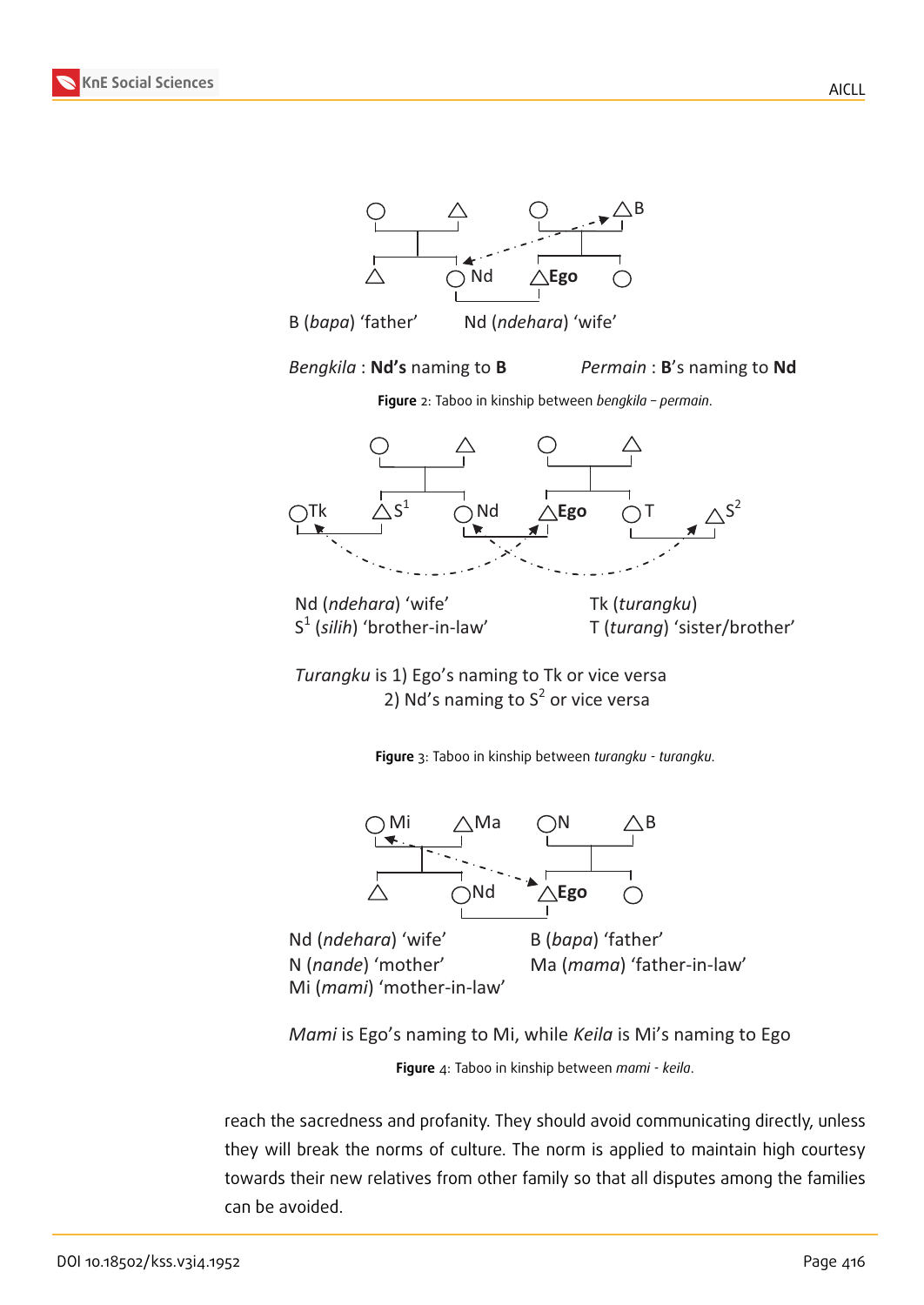B (*bapa*) 'father' Nd (*ndehara*) 'wife'

*Bengkila* : **Nd's** naming to **B** *Permain* : **B**'s naming to **Nd**

**Figure** 2: Taboo in kinship between *bengkila – permain*.

Nd (*ndehara*) 'wife'
S[1] (*silih*) 'brother-in-law'

Tk (*turangku*)
T (*turang*) 'sister/brother'

*Turangku* is 1) Ego's naming to Tk or vice versa
2) Nd's naming to S[2] or vice versa

**Figure** 3: Taboo in kinship between *turangku - turangku*.

Nd (*ndehara*) 'wife'
N (*nande*) 'mother'
Mi (*mami*) 'mother-in-law'

B (*bapa*) 'father'
Ma (*mama*) 'father-in-law'

*Mami* is Ego's naming to Mi, while *Keila* is Mi's naming to Ego

**Figure** 4: Taboo in kinship between *mami - keila*.

reach the sacredness and profanity. They should avoid communicating directly, unless they will break the norms of culture. The norm is applied to maintain high courtesy towards their new relatives from other family so that all disputes among the families can be avoided.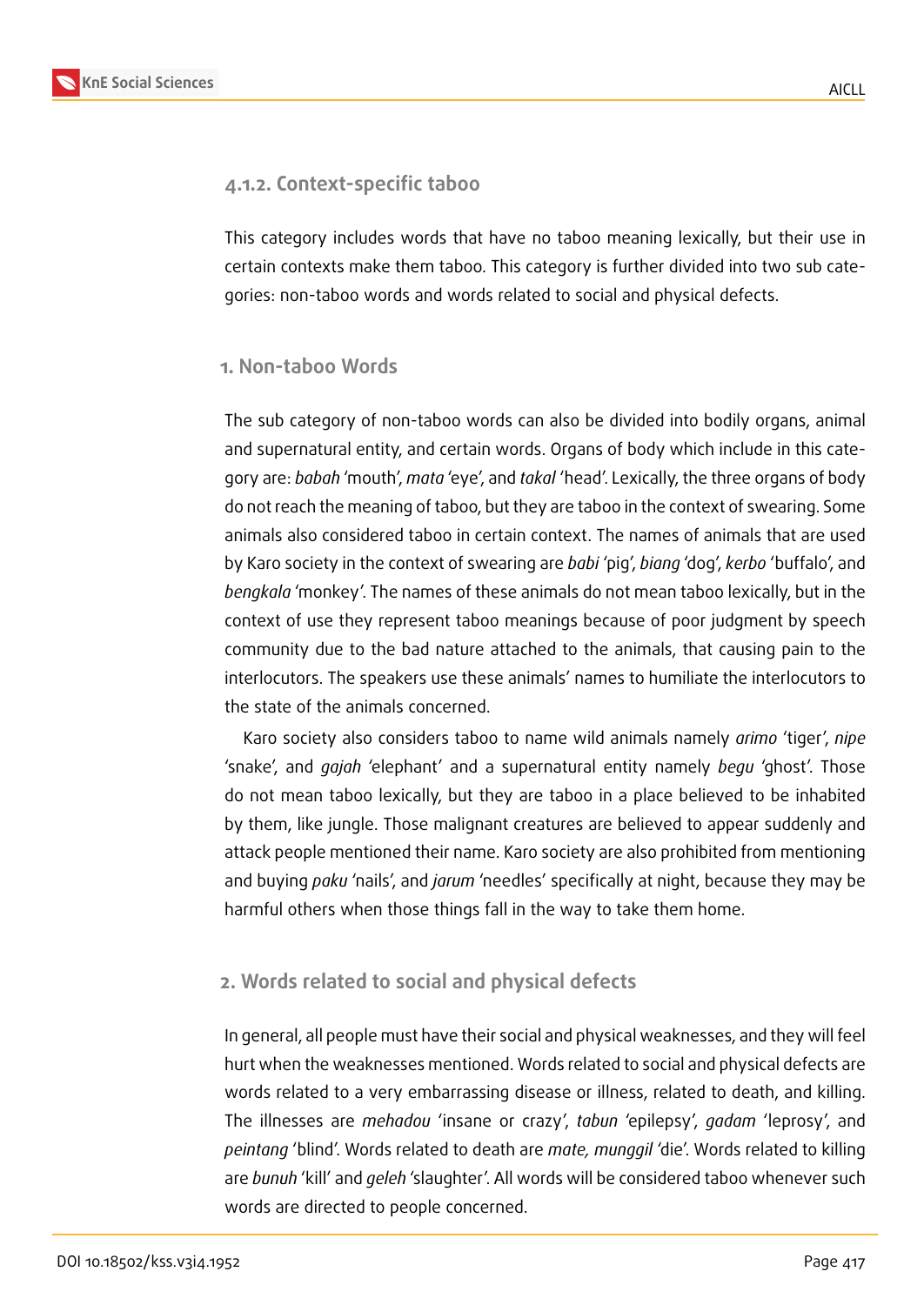### 4.1.2. Context-specific taboo

This category includes words that have no taboo meaning lexically, but their use in certain contexts make them taboo. This category is further divided into two sub categories: non-taboo words and words related to social and physical defects.

#### 1. Non-taboo Words

The sub category of non-taboo words can also be divided into bodily organs, animal and supernatural entity, and certain words. Organs of body which include in this category are: *babah* 'mouth', *mata* 'eye', and *takal* 'head'. Lexically, the three organs of body do not reach the meaning of taboo, but they are taboo in the context of swearing. Some animals also considered taboo in certain context. The names of animals that are used by Karo society in the context of swearing are *babi* 'pig', *biang* 'dog', *kerbo* 'buffalo', and *bengkala* 'monkey'. The names of these animals do not mean taboo lexically, but in the context of use they represent taboo meanings because of poor judgment by speech community due to the bad nature attached to the animals, that causing pain to the interlocutors. The speakers use these animals' names to humiliate the interlocutors to the state of the animals concerned.

Karo society also considers taboo to name wild animals namely *arimo* 'tiger', *nipe* 'snake', and *gajah* 'elephant' and a supernatural entity namely *begu* 'ghost'. Those do not mean taboo lexically, but they are taboo in a place believed to be inhabited by them, like jungle. Those malignant creatures are believed to appear suddenly and attack people mentioned their name. Karo society are also prohibited from mentioning and buying *paku* 'nails', and *jarum* 'needles' specifically at night, because they may be harmful others when those things fall in the way to take them home.

#### 2. Words related to social and physical defects

In general, all people must have their social and physical weaknesses, and they will feel hurt when the weaknesses mentioned. Words related to social and physical defects are words related to a very embarrassing disease or illness, related to death, and killing. The illnesses are *mehadou* 'insane or crazy', *tabun* 'epilepsy', *gadam* 'leprosy', and *peintang* 'blind'. Words related to death are *mate, munggil* 'die'. Words related to killing are *bunuh* 'kill' and *geleh* 'slaughter'. All words will be considered taboo whenever such words are directed to people concerned.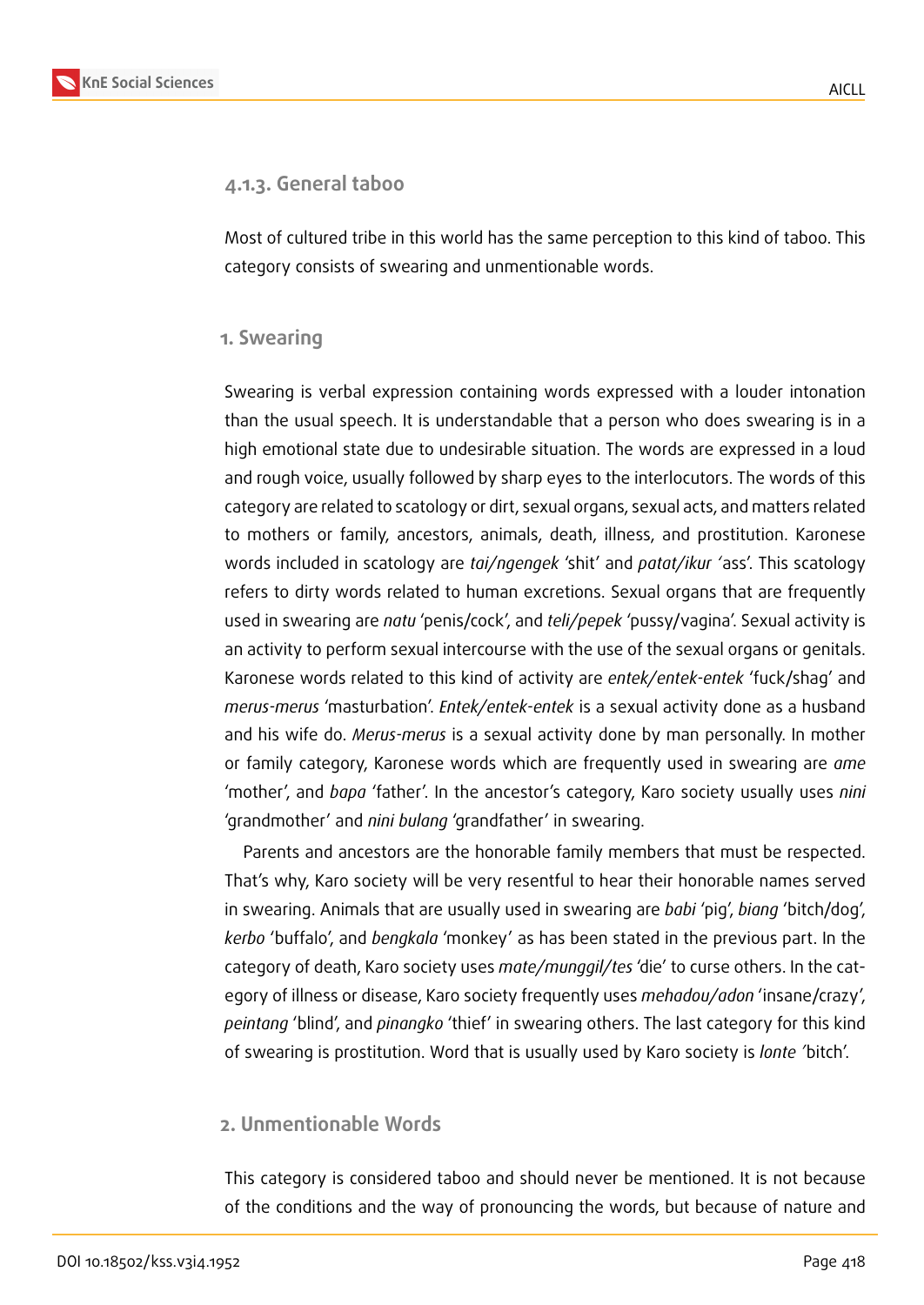### 4.1.3. General taboo

Most of cultured tribe in this world has the same perception to this kind of taboo. This category consists of swearing and unmentionable words.

#### 1. Swearing

Swearing is verbal expression containing words expressed with a louder intonation than the usual speech. It is understandable that a person who does swearing is in a high emotional state due to undesirable situation. The words are expressed in a loud and rough voice, usually followed by sharp eyes to the interlocutors. The words of this category are related to scatology or dirt, sexual organs, sexual acts, and matters related to mothers or family, ancestors, animals, death, illness, and prostitution. Karonese words included in scatology are *tai/ngengek* 'shit' and *patat/ikur* 'ass'. This scatology refers to dirty words related to human excretions. Sexual organs that are frequently used in swearing are *natu* 'penis/cock', and *teli/pepek* 'pussy/vagina'. Sexual activity is an activity to perform sexual intercourse with the use of the sexual organs or genitals. Karonese words related to this kind of activity are *entek/entek-entek* 'fuck/shag' and *merus-merus* 'masturbation'. *Entek/entek-entek* is a sexual activity done as a husband and his wife do. *Merus-merus* is a sexual activity done by man personally. In mother or family category, Karonese words which are frequently used in swearing are *ame* 'mother', and *bapa* 'father'. In the ancestor's category, Karo society usually uses *nini* 'grandmother' and *nini bulang* 'grandfather' in swearing.

Parents and ancestors are the honorable family members that must be respected. That's why, Karo society will be very resentful to hear their honorable names served in swearing. Animals that are usually used in swearing are *babi* 'pig', *biang* 'bitch/dog', *kerbo* 'buffalo', and *bengkala* 'monkey' as has been stated in the previous part. In the category of death, Karo society uses *mate/munggil/tes* 'die' to curse others. In the category of illness or disease, Karo society frequently uses *mehadou/adon* 'insane/crazy', *peintang* 'blind', and *pinangko* 'thief' in swearing others. The last category for this kind of swearing is prostitution. Word that is usually used by Karo society is *lonte* 'bitch'.

#### 2. Unmentionable Words

This category is considered taboo and should never be mentioned. It is not because of the conditions and the way of pronouncing the words, but because of nature and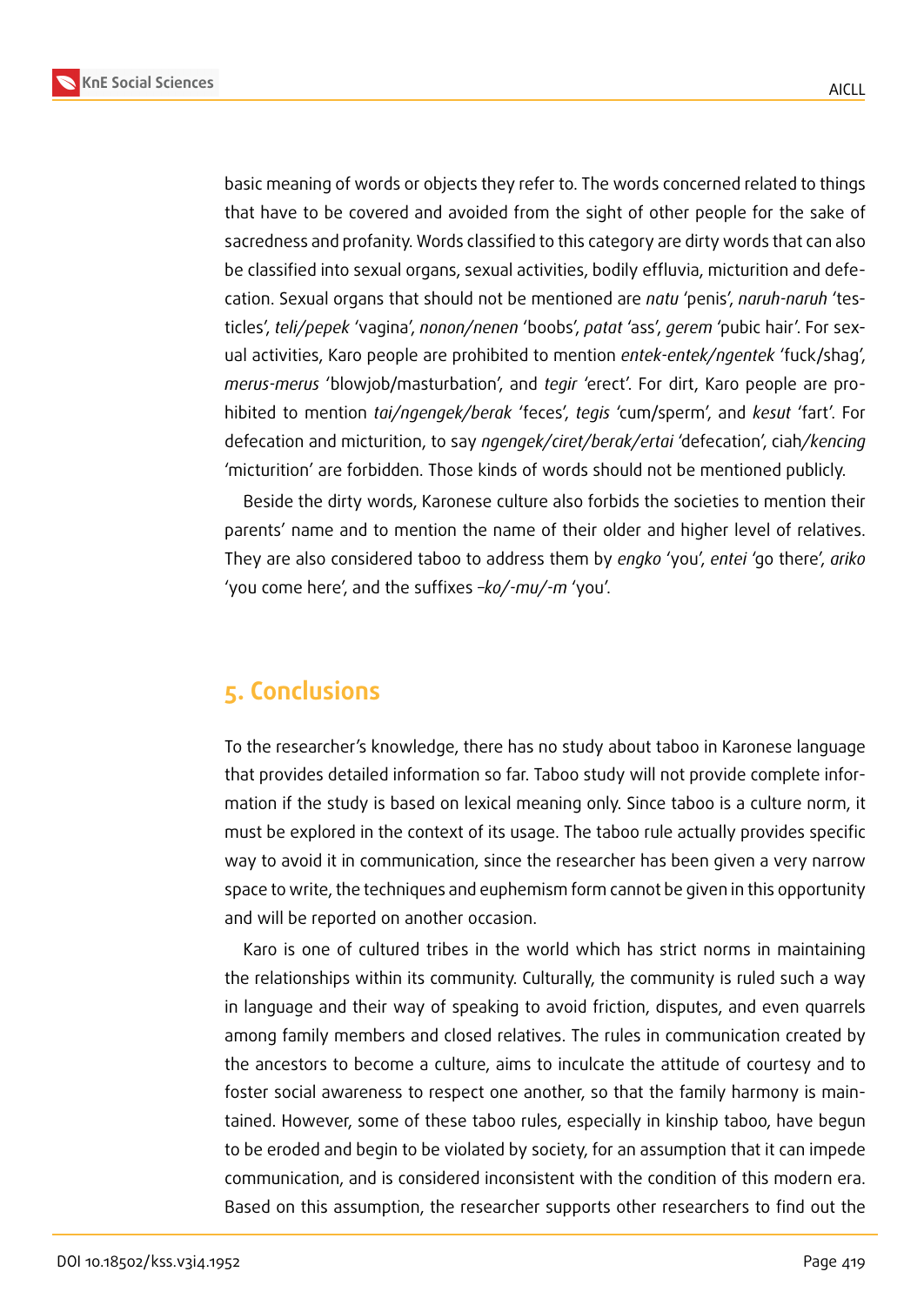basic meaning of words or objects they refer to. The words concerned related to things that have to be covered and avoided from the sight of other people for the sake of sacredness and profanity. Words classified to this category are dirty words that can also be classified into sexual organs, sexual activities, bodily effluvia, micturition and defecation. Sexual organs that should not be mentioned are *natu* 'penis', *naruh-naruh* 'testicles', *teli/pepek* 'vagina', *nonon/nenen* 'boobs', *patat* 'ass', *gerem* 'pubic hair'. For sexual activities, Karo people are prohibited to mention *entek-entek/ngentek* 'fuck/shag', *merus-merus* 'blowjob/masturbation', and *tegir* 'erect'. For dirt, Karo people are prohibited to mention *tai/ngengek/berak* 'feces', *tegis* 'cum/sperm', and *kesut* 'fart'. For defecation and micturition, to say *ngengek/ciret/berak/ertai* 'defecation', ciah*/kencing* 'micturition' are forbidden. Those kinds of words should not be mentioned publicly.

Beside the dirty words, Karonese culture also forbids the societies to mention their parents' name and to mention the name of their older and higher level of relatives. They are also considered taboo to address them by *engko* 'you', *entei* 'go there', *ariko* 'you come here', and the suffixes *–ko/-mu/-m* 'you'.

## 5. Conclusions

To the researcher's knowledge, there has no study about taboo in Karonese language that provides detailed information so far. Taboo study will not provide complete information if the study is based on lexical meaning only. Since taboo is a culture norm, it must be explored in the context of its usage. The taboo rule actually provides specific way to avoid it in communication, since the researcher has been given a very narrow space to write, the techniques and euphemism form cannot be given in this opportunity and will be reported on another occasion.

Karo is one of cultured tribes in the world which has strict norms in maintaining the relationships within its community. Culturally, the community is ruled such a way in language and their way of speaking to avoid friction, disputes, and even quarrels among family members and closed relatives. The rules in communication created by the ancestors to become a culture, aims to inculcate the attitude of courtesy and to foster social awareness to respect one another, so that the family harmony is maintained. However, some of these taboo rules, especially in kinship taboo, have begun to be eroded and begin to be violated by society, for an assumption that it can impede communication, and is considered inconsistent with the condition of this modern era. Based on this assumption, the researcher supports other researchers to find out the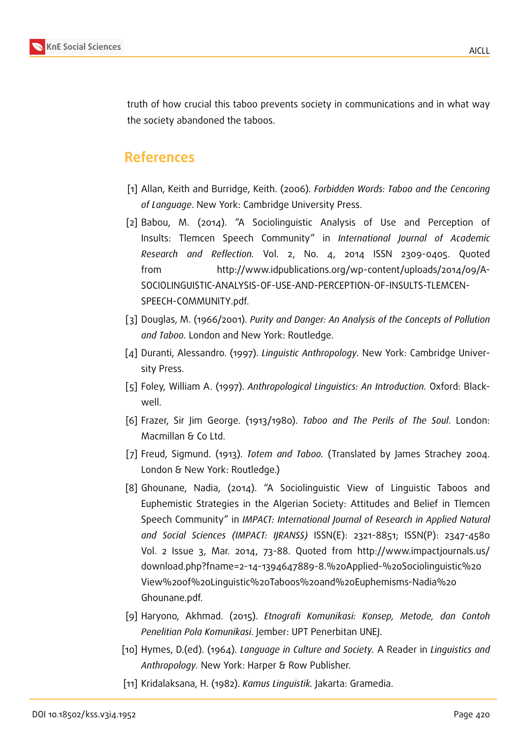truth of how crucial this taboo prevents society in communications and in what way the society abandoned the taboos.

## References

[1] Allan, Keith and Burridge, Keith. (2006). *Forbidden Words: Taboo and the Cencoring of Language*. New York: Cambridge University Press.

[2] Babou, M. (2014). "A Sociolinguistic Analysis of Use and Perception of Insults: Tlemcen Speech Community" in *International Journal of Academic Research and Reflection.* Vol. 2, No. 4, 2014 ISSN 2309-0405. Quoted from http://www.idpublications.org/wp-content/uploads/2014/09/A-SOCIOLINGUISTIC-ANALYSIS-OF-USE-AND-PERCEPTION-OF-INSULTS-TLEMCEN-SPEECH-COMMUNITY.pdf.

[3] Douglas, M. (1966/2001). *Purity and Danger: An Analysis of the Concepts of Pollution and Taboo.* London and New York: Routledge.

[4] Duranti, Alessandro. (1997). *Linguistic Anthropology.* New York: Cambridge University Press.

[5] Foley, William A. (1997). *Anthropological Linguistics: An Introduction.* Oxford: Blackwell.

[6] Frazer, Sir Jim George. (1913/1980). *Taboo and The Perils of The Soul*. London: Macmillan & Co Ltd.

[7] Freud, Sigmund. (1913). *Totem and Taboo.* (Translated by James Strachey 2004. London & New York: Routledge.)

[8] Ghounane, Nadia, (2014). "A Sociolinguistic View of Linguistic Taboos and Euphemistic Strategies in the Algerian Society: Attitudes and Belief in Tlemcen Speech Community" in *IMPACT: International Journal of Research in Applied Natural and Social Sciences (IMPACT: IJRANSS)* ISSN(E): 2321-8851; ISSN(P): 2347-4580 Vol. 2 Issue 3, Mar. 2014, 73-88. Quoted from http://www.impactjournals.us/download.php?fname=2-14-1394647889-8.%20Applied-%20Sociolinguistic%20View%20of%20Linguistic%20Taboos%20and%20Euphemisms-Nadia%20Ghounane.pdf.

[9] Haryono, Akhmad. (2015). *Etnografi Komunikasi: Konsep, Metode, dan Contoh Penelitian Pola Komunikasi*. Jember: UPT Penerbitan UNEJ.

[10] Hymes, D.(ed). (1964). *Language in Culture and Society.* A Reader in *Linguistics and Anthropology.* New York: Harper & Row Publisher.

[11] Kridalaksana, H. (1982). *Kamus Linguistik.* Jakarta: Gramedia.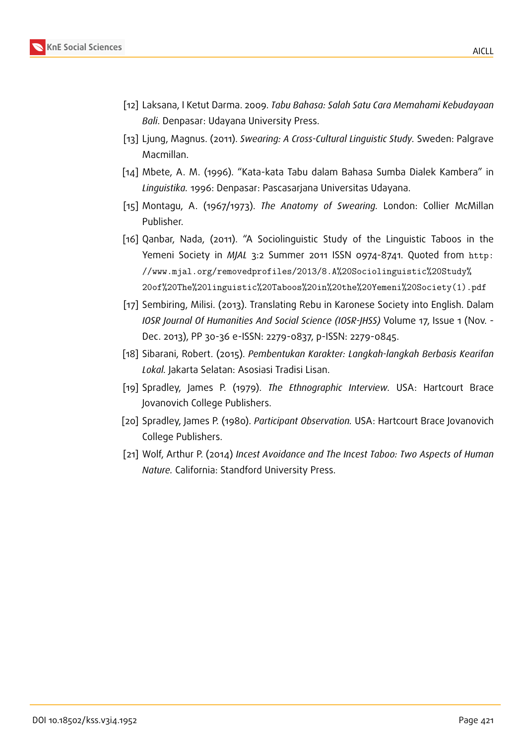[12] Laksana, I Ketut Darma. 2009. *Tabu Bahasa: Salah Satu Cara Memahami Kebudayaan Bali*. Denpasar: Udayana University Press.

[13] Ljung, Magnus. (2011). *Swearing: A Cross-Cultural Linguistic Study.* Sweden: Palgrave Macmillan.

[14] Mbete, A. M. (1996). "Kata-kata Tabu dalam Bahasa Sumba Dialek Kambera" in *Linguistika.* 1996: Denpasar: Pascasarjana Universitas Udayana.

[15] Montagu, A. (1967/1973). *The Anatomy of Swearing.* London: Collier McMillan Publisher.

[16] Qanbar, Nada, (2011). "A Sociolinguistic Study of the Linguistic Taboos in the Yemeni Society in *MJAL* 3:2 Summer 2011 ISSN 0974-8741. Quoted from http://www.mjal.org/removedprofiles/2013/8.A%20Sociolinguistic%20Study%20of%20The%20linguistic%20Taboos%20in%20the%20Yemeni%20Society(1).pdf

[17] Sembiring, Milisi. (2013). Translating Rebu in Karonese Society into English. Dalam *IOSR Journal Of Humanities And Social Science (IOSR-JHSS)* Volume 17, Issue 1 (Nov. - Dec. 2013), PP 30-36 e-ISSN: 2279-0837, p-ISSN: 2279-0845.

[18] Sibarani, Robert. (2015). *Pembentukan Karakter: Langkah-langkah Berbasis Kearifan Lokal.* Jakarta Selatan: Asosiasi Tradisi Lisan.

[19] Spradley, James P. (1979). *The Ethnographic Interview.* USA: Hartcourt Brace Jovanovich College Publishers.

[20] Spradley, James P. (1980). *Participant Observation.* USA: Hartcourt Brace Jovanovich College Publishers.

[21] Wolf, Arthur P. (2014) *Incest Avoidance and The Incest Taboo: Two Aspects of Human Nature.* California: Standford University Press.